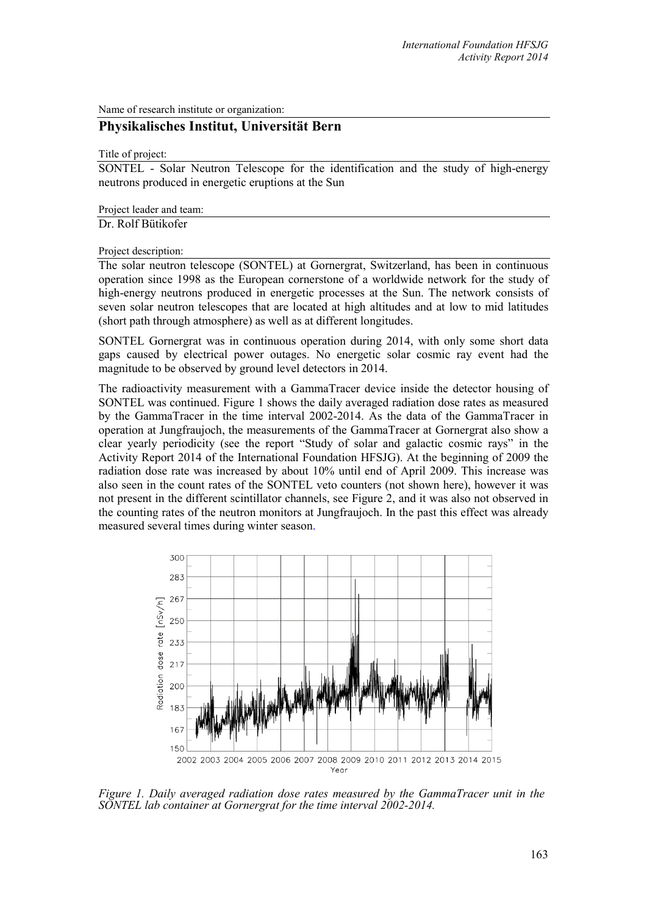Name of research institute or organization:

## Physikalisches Institut, Universität Bern

Title of project:

SONTEL - Solar Neutron Telescope for the identification and the study of high-energy neutrons produced in energetic eruptions at the Sun

Project leader and team:

Dr. Rolf Bütikofer

Project description:

The solar neutron telescope (SONTEL) at Gornergrat, Switzerland, has been in continuous operation since 1998 as the European cornerstone of a worldwide network for the study of high-energy neutrons produced in energetic processes at the Sun. The network consists of seven solar neutron telescopes that are located at high altitudes and at low to mid latitudes (short path through atmosphere) as well as at different longitudes.

SONTEL Gornergrat was in continuous operation during 2014, with only some short data gaps caused by electrical power outages. No energetic solar cosmic ray event had the magnitude to be observed by ground level detectors in 2014.

The radioactivity measurement with a GammaTracer device inside the detector housing of SONTEL was continued. Figure 1 shows the daily averaged radiation dose rates as measured by the GammaTracer in the time interval 2002-2014. As the data of the GammaTracer in operation at Jungfraujoch, the measurements of the GammaTracer at Gornergrat also show a clear yearly periodicity (see the report "Study of solar and galactic cosmic rays" in the Activity Report 2014 of the International Foundation HFSJG). At the beginning of 2009 the radiation dose rate was increased by about 10% until end of April 2009. This increase was also seen in the count rates of the SONTEL veto counters (not shown here), however it was not present in the different scintillator channels, see Figure 2, and it was also not observed in the counting rates of the neutron monitors at Jungfraujoch. In the past this effect was already measured several times during winter season.

*Figure 1. Daily averaged radiation dose rates measured by the GammaTracer unit in the SONTEL lab container at Gornergrat for the time interval 2002-2014.*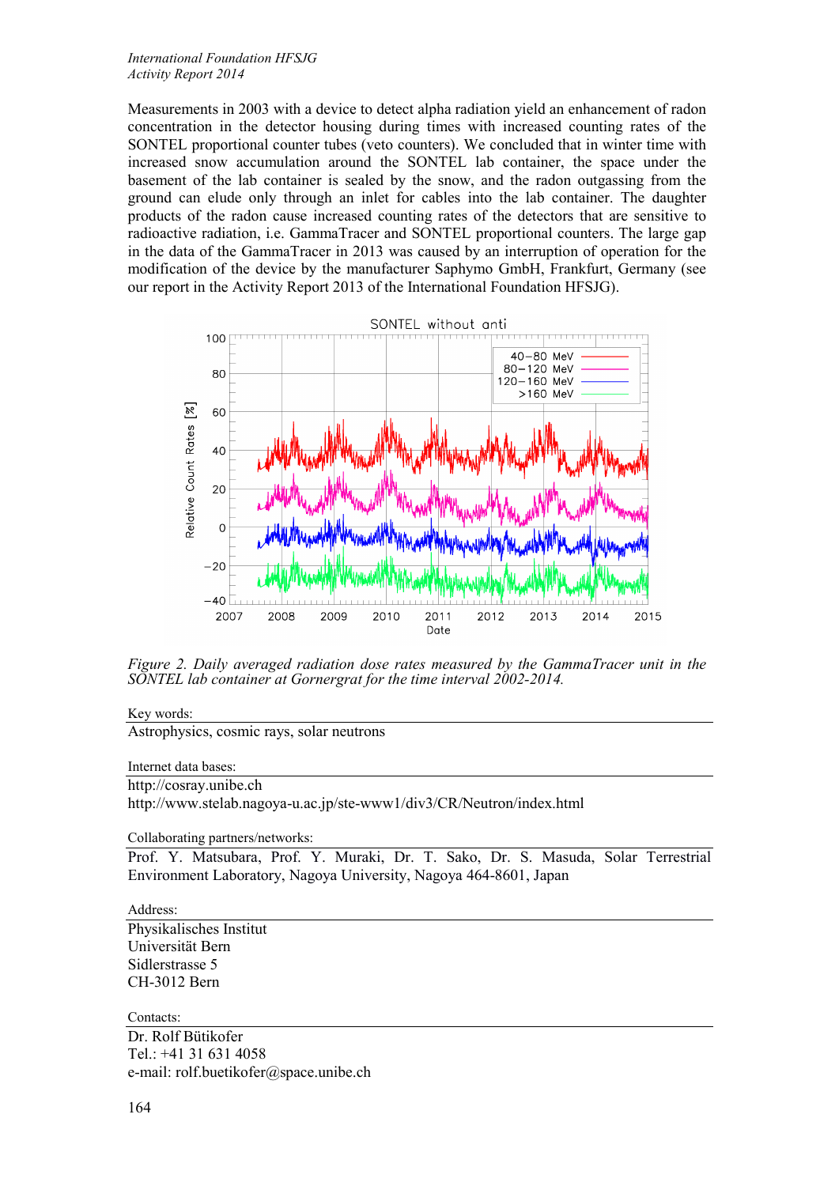Measurements in 2003 with a device to detect alpha radiation yield an enhancement of radon concentration in the detector housing during times with increased counting rates of the SONTEL proportional counter tubes (veto counters). We concluded that in winter time with increased snow accumulation around the SONTEL lab container, the space under the basement of the lab container is sealed by the snow, and the radon outgassing from the ground can elude only through an inlet for cables into the lab container. The daughter products of the radon cause increased counting rates of the detectors that are sensitive to radioactive radiation, i.e. GammaTracer and SONTEL proportional counters. The large gap in the data of the GammaTracer in 2013 was caused by an interruption of operation for the modification of the device by the manufacturer Saphymo GmbH, Frankfurt, Germany (see our report in the Activity Report 2013 of the International Foundation HFSJG).

SONTEL without anti

40–80 MeV
80–120 MeV
120–160 MeV
>160 MeV

Relative Count Rates [%]

100
80
60
40
20
0
−20
−40

2007 2008 2009 2010 2011 2012 2013 2014 2015

Date

*Figure 2. Daily averaged radiation dose rates measured by the GammaTracer unit in the SONTEL lab container at Gornergrat for the time interval 2002-2014.*

Key words:

Astrophysics, cosmic rays, solar neutrons

Internet data bases:

http://cosray.unibe.ch
http://www.stelab.nagoya-u.ac.jp/ste-www1/div3/CR/Neutron/index.html

Collaborating partners/networks:

Prof. Y. Matsubara, Prof. Y. Muraki, Dr. T. Sako, Dr. S. Masuda, Solar Terrestrial Environment Laboratory, Nagoya University, Nagoya 464-8601, Japan

Address:

Physikalisches Institut
Universität Bern
Sidlerstrasse 5
CH-3012 Bern

Contacts:

Dr. Rolf Bütikofer
Tel.: +41 31 631 4058
e-mail: rolf.buetikofer@space.unibe.ch